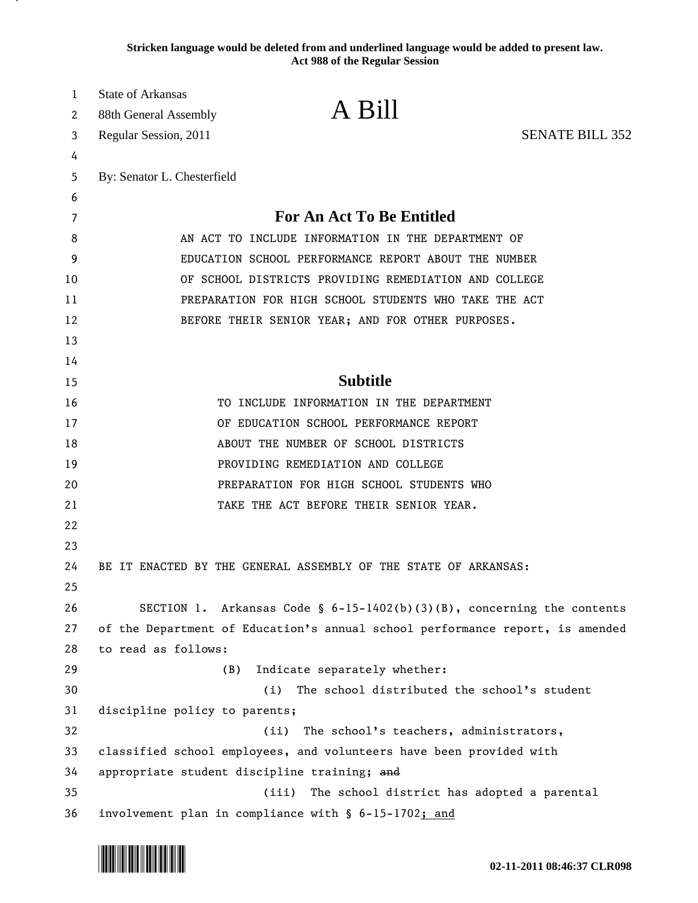**Stricken language would be deleted from and underlined language would be added to present law.**
**Act 988 of the Regular Session**

State of Arkansas
88th General Assembly
Regular Session, 2011

# A Bill

SENATE BILL 352

By: Senator L. Chesterfield

## For An Act To Be Entitled

AN ACT TO INCLUDE INFORMATION IN THE DEPARTMENT OF EDUCATION SCHOOL PERFORMANCE REPORT ABOUT THE NUMBER OF SCHOOL DISTRICTS PROVIDING REMEDIATION AND COLLEGE PREPARATION FOR HIGH SCHOOL STUDENTS WHO TAKE THE ACT BEFORE THEIR SENIOR YEAR; AND FOR OTHER PURPOSES.

## Subtitle

TO INCLUDE INFORMATION IN THE DEPARTMENT OF EDUCATION SCHOOL PERFORMANCE REPORT ABOUT THE NUMBER OF SCHOOL DISTRICTS PROVIDING REMEDIATION AND COLLEGE PREPARATION FOR HIGH SCHOOL STUDENTS WHO TAKE THE ACT BEFORE THEIR SENIOR YEAR.

BE IT ENACTED BY THE GENERAL ASSEMBLY OF THE STATE OF ARKANSAS:

SECTION 1. Arkansas Code § 6-15-1402(b)(3)(B), concerning the contents of the Department of Education's annual school performance report, is amended to read as follows:

(B) Indicate separately whether:

(i) The school distributed the school's student discipline policy to parents;

(ii) The school's teachers, administrators, classified school employees, and volunteers have been provided with appropriate student discipline training; ~~and~~

(iii) The school district has adopted a parental involvement plan in compliance with § 6-15-1702<u>; and</u>

02-11-2011 08:46:37 CLR098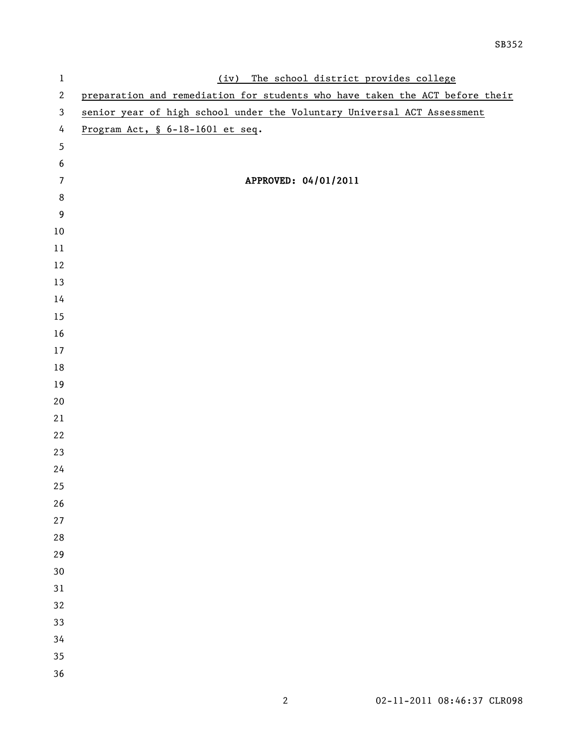(iv) The school district provides college preparation and remediation for students who have taken the ACT before their senior year of high school under the Voluntary Universal ACT Assessment Program Act, § 6-18-1601 et seq.

**APPROVED: 04/01/2011**